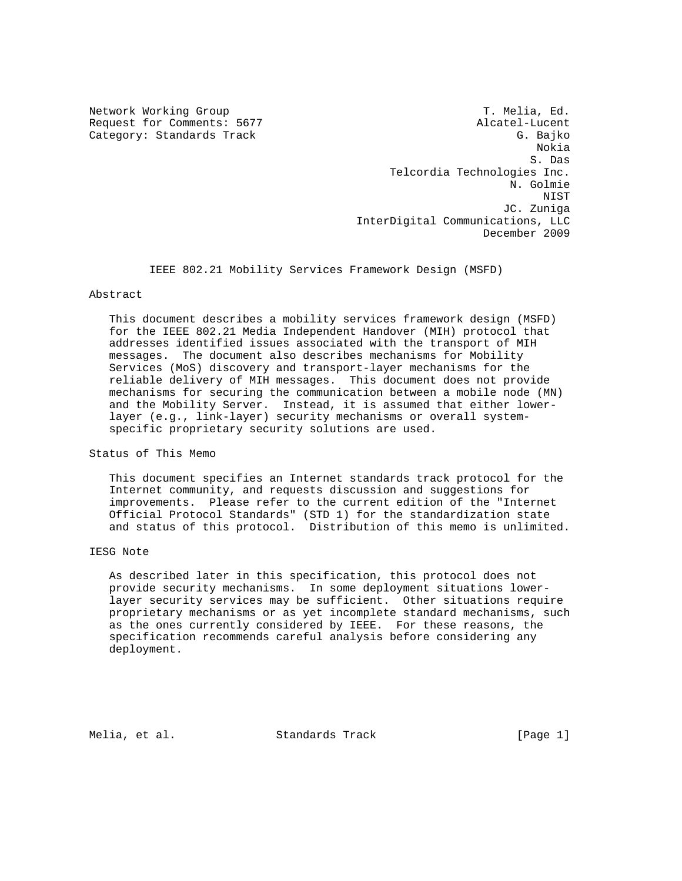Network Working Group T. Melia, Ed.
Request for Comments: 5677 Alcatel-Lucent
Category: Standards Track G. Bajko
Nokia
S. Das
Telcordia Technologies Inc.
N. Golmie
NIST
JC. Zuniga
InterDigital Communications, LLC
December 2009

# IEEE 802.21 Mobility Services Framework Design (MSFD)

## Abstract

This document describes a mobility services framework design (MSFD) for the IEEE 802.21 Media Independent Handover (MIH) protocol that addresses identified issues associated with the transport of MIH messages. The document also describes mechanisms for Mobility Services (MoS) discovery and transport-layer mechanisms for the reliable delivery of MIH messages. This document does not provide mechanisms for securing the communication between a mobile node (MN) and the Mobility Server. Instead, it is assumed that either lower-layer (e.g., link-layer) security mechanisms or overall system-specific proprietary security solutions are used.

## Status of This Memo

This document specifies an Internet standards track protocol for the Internet community, and requests discussion and suggestions for improvements. Please refer to the current edition of the "Internet Official Protocol Standards" (STD 1) for the standardization state and status of this protocol. Distribution of this memo is unlimited.

## IESG Note

As described later in this specification, this protocol does not provide security mechanisms. In some deployment situations lower-layer security services may be sufficient. Other situations require proprietary mechanisms or as yet incomplete standard mechanisms, such as the ones currently considered by IEEE. For these reasons, the specification recommends careful analysis before considering any deployment.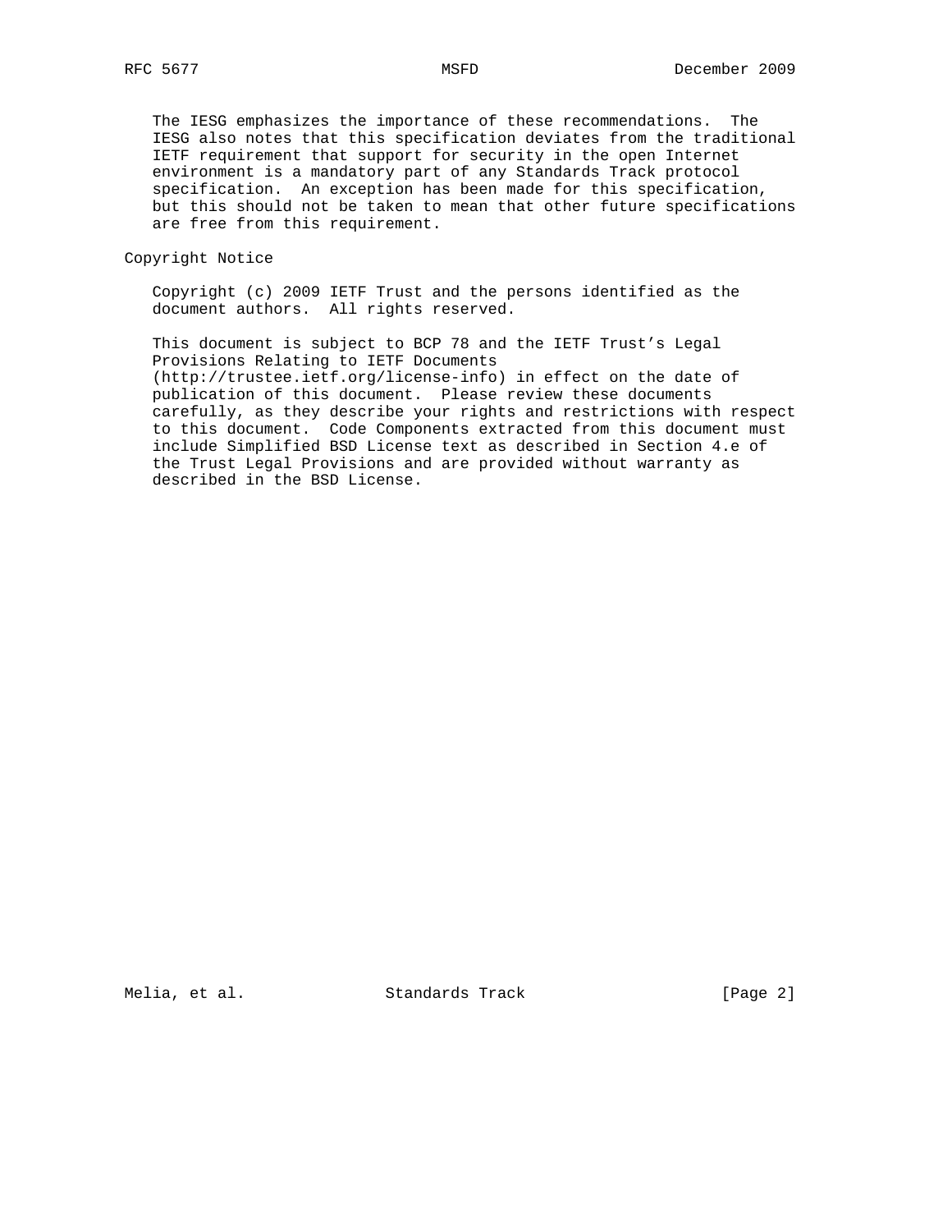The IESG emphasizes the importance of these recommendations. The IESG also notes that this specification deviates from the traditional IETF requirement that support for security in the open Internet environment is a mandatory part of any Standards Track protocol specification. An exception has been made for this specification, but this should not be taken to mean that other future specifications are free from this requirement.

## Copyright Notice

Copyright (c) 2009 IETF Trust and the persons identified as the document authors. All rights reserved.

This document is subject to BCP 78 and the IETF Trust's Legal Provisions Relating to IETF Documents (http://trustee.ietf.org/license-info) in effect on the date of publication of this document. Please review these documents carefully, as they describe your rights and restrictions with respect to this document. Code Components extracted from this document must include Simplified BSD License text as described in Section 4.e of the Trust Legal Provisions and are provided without warranty as described in the BSD License.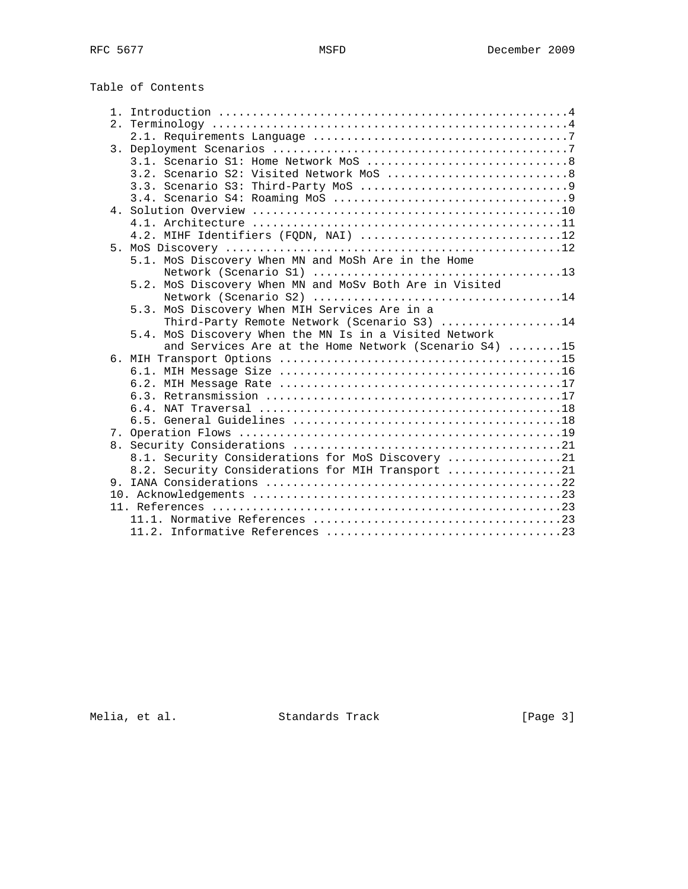Table of Contents

```
   1. Introduction ....................................................4
   2. Terminology .....................................................4
      2.1. Requirements Language ......................................7
   3. Deployment Scenarios ............................................7
      3.1. Scenario S1: Home Network MoS ..............................8
      3.2. Scenario S2: Visited Network MoS ...........................8
      3.3. Scenario S3: Third-Party MoS ...............................9
      3.4. Scenario S4: Roaming MoS ...................................9
   4. Solution Overview ..............................................10
      4.1. Architecture ..............................................11
      4.2. MIHF Identifiers (FQDN, NAI) ..............................12
   5. MoS Discovery ..................................................12
      5.1. MoS Discovery When MN and MoSh Are in the Home
           Network (Scenario S1) .....................................13
      5.2. MoS Discovery When MN and MoSv Both Are in Visited
           Network (Scenario S2) .....................................14
      5.3. MoS Discovery When MIH Services Are in a
           Third-Party Remote Network (Scenario S3) ..................14
      5.4. MoS Discovery When the MN Is in a Visited Network
           and Services Are at the Home Network (Scenario S4) ........15
   6. MIH Transport Options ..........................................15
      6.1. MIH Message Size ..........................................16
      6.2. MIH Message Rate ..........................................17
      6.3. Retransmission ............................................17
      6.4. NAT Traversal .............................................18
      6.5. General Guidelines ........................................18
   7. Operation Flows ................................................19
   8. Security Considerations ........................................21
      8.1. Security Considerations for MoS Discovery .................21
      8.2. Security Considerations for MIH Transport .................21
   9. IANA Considerations ............................................22
   10. Acknowledgements ..............................................23
   11. References ....................................................23
      11.1. Normative References .....................................23
      11.2. Informative References ...................................23
```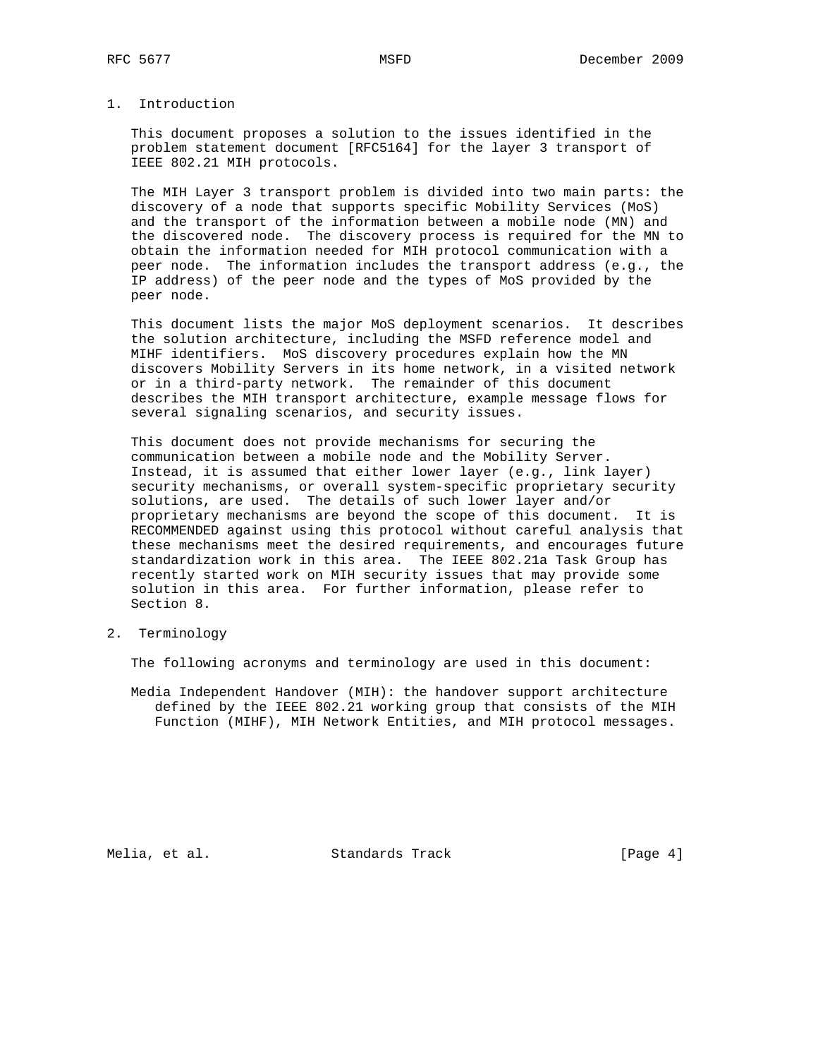## 1. Introduction

This document proposes a solution to the issues identified in the problem statement document [RFC5164] for the layer 3 transport of IEEE 802.21 MIH protocols.

The MIH Layer 3 transport problem is divided into two main parts: the discovery of a node that supports specific Mobility Services (MoS) and the transport of the information between a mobile node (MN) and the discovered node. The discovery process is required for the MN to obtain the information needed for MIH protocol communication with a peer node. The information includes the transport address (e.g., the IP address) of the peer node and the types of MoS provided by the peer node.

This document lists the major MoS deployment scenarios. It describes the solution architecture, including the MSFD reference model and MIHF identifiers. MoS discovery procedures explain how the MN discovers Mobility Servers in its home network, in a visited network or in a third-party network. The remainder of this document describes the MIH transport architecture, example message flows for several signaling scenarios, and security issues.

This document does not provide mechanisms for securing the communication between a mobile node and the Mobility Server. Instead, it is assumed that either lower layer (e.g., link layer) security mechanisms, or overall system-specific proprietary security solutions, are used. The details of such lower layer and/or proprietary mechanisms are beyond the scope of this document. It is RECOMMENDED against using this protocol without careful analysis that these mechanisms meet the desired requirements, and encourages future standardization work in this area. The IEEE 802.21a Task Group has recently started work on MIH security issues that may provide some solution in this area. For further information, please refer to Section 8.

## 2. Terminology

The following acronyms and terminology are used in this document:

Media Independent Handover (MIH): the handover support architecture defined by the IEEE 802.21 working group that consists of the MIH Function (MIHF), MIH Network Entities, and MIH protocol messages.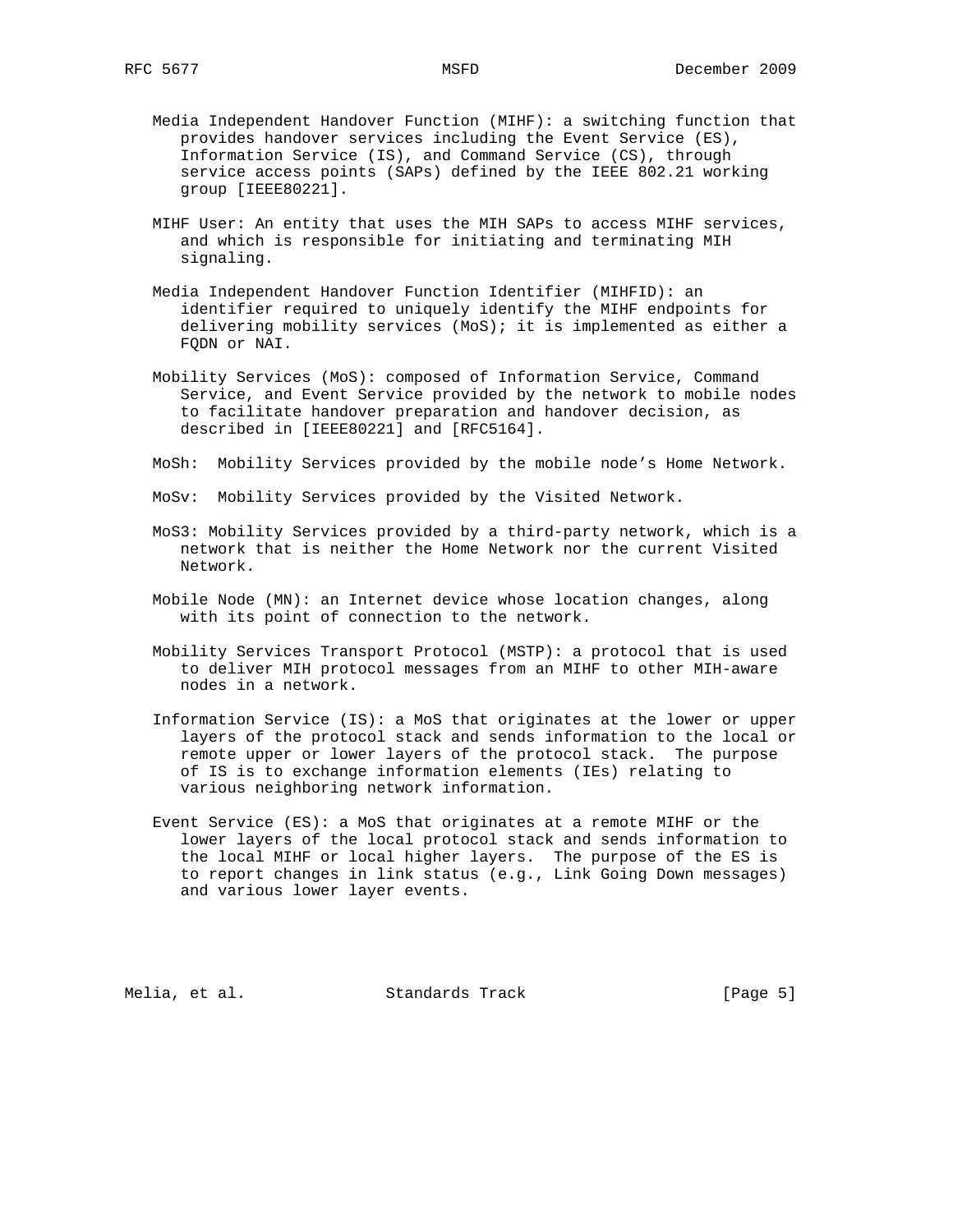Media Independent Handover Function (MIHF): a switching function that provides handover services including the Event Service (ES), Information Service (IS), and Command Service (CS), through service access points (SAPs) defined by the IEEE 802.21 working group [IEEE80221].

MIHF User: An entity that uses the MIH SAPs to access MIHF services, and which is responsible for initiating and terminating MIH signaling.

Media Independent Handover Function Identifier (MIHFID): an identifier required to uniquely identify the MIHF endpoints for delivering mobility services (MoS); it is implemented as either a FQDN or NAI.

Mobility Services (MoS): composed of Information Service, Command Service, and Event Service provided by the network to mobile nodes to facilitate handover preparation and handover decision, as described in [IEEE80221] and [RFC5164].

MoSh: Mobility Services provided by the mobile node's Home Network.

MoSv: Mobility Services provided by the Visited Network.

MoS3: Mobility Services provided by a third-party network, which is a network that is neither the Home Network nor the current Visited Network.

Mobile Node (MN): an Internet device whose location changes, along with its point of connection to the network.

Mobility Services Transport Protocol (MSTP): a protocol that is used to deliver MIH protocol messages from an MIHF to other MIH-aware nodes in a network.

Information Service (IS): a MoS that originates at the lower or upper layers of the protocol stack and sends information to the local or remote upper or lower layers of the protocol stack. The purpose of IS is to exchange information elements (IEs) relating to various neighboring network information.

Event Service (ES): a MoS that originates at a remote MIHF or the lower layers of the local protocol stack and sends information to the local MIHF or local higher layers. The purpose of the ES is to report changes in link status (e.g., Link Going Down messages) and various lower layer events.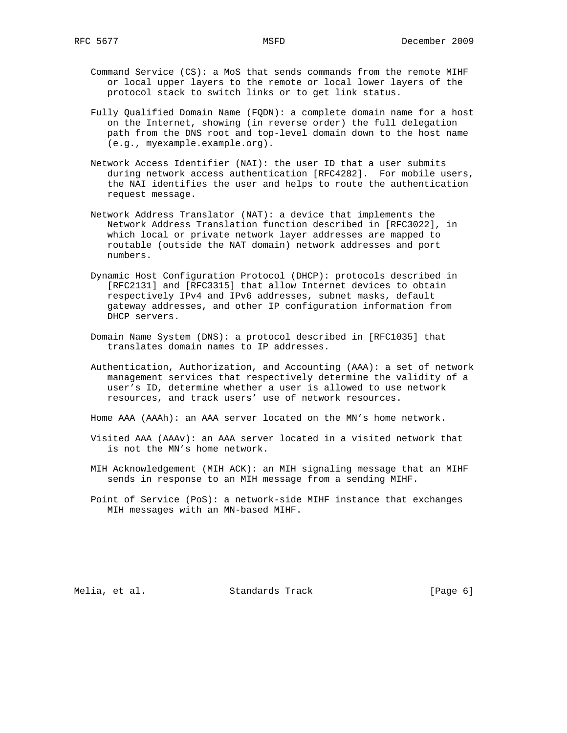Command Service (CS): a MoS that sends commands from the remote MIHF or local upper layers to the remote or local lower layers of the protocol stack to switch links or to get link status.

Fully Qualified Domain Name (FQDN): a complete domain name for a host on the Internet, showing (in reverse order) the full delegation path from the DNS root and top-level domain down to the host name (e.g., myexample.example.org).

Network Access Identifier (NAI): the user ID that a user submits during network access authentication [RFC4282]. For mobile users, the NAI identifies the user and helps to route the authentication request message.

Network Address Translator (NAT): a device that implements the Network Address Translation function described in [RFC3022], in which local or private network layer addresses are mapped to routable (outside the NAT domain) network addresses and port numbers.

Dynamic Host Configuration Protocol (DHCP): protocols described in [RFC2131] and [RFC3315] that allow Internet devices to obtain respectively IPv4 and IPv6 addresses, subnet masks, default gateway addresses, and other IP configuration information from DHCP servers.

Domain Name System (DNS): a protocol described in [RFC1035] that translates domain names to IP addresses.

Authentication, Authorization, and Accounting (AAA): a set of network management services that respectively determine the validity of a user's ID, determine whether a user is allowed to use network resources, and track users' use of network resources.

Home AAA (AAAh): an AAA server located on the MN's home network.

Visited AAA (AAAv): an AAA server located in a visited network that is not the MN's home network.

MIH Acknowledgement (MIH ACK): an MIH signaling message that an MIHF sends in response to an MIH message from a sending MIHF.

Point of Service (PoS): a network-side MIHF instance that exchanges MIH messages with an MN-based MIHF.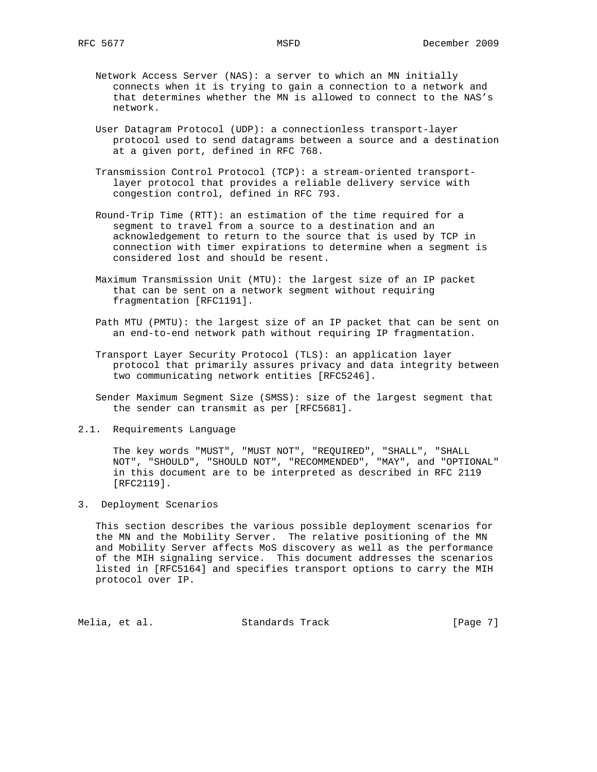Network Access Server (NAS): a server to which an MN initially connects when it is trying to gain a connection to a network and that determines whether the MN is allowed to connect to the NAS's network.

User Datagram Protocol (UDP): a connectionless transport-layer protocol used to send datagrams between a source and a destination at a given port, defined in RFC 768.

Transmission Control Protocol (TCP): a stream-oriented transport-layer protocol that provides a reliable delivery service with congestion control, defined in RFC 793.

Round-Trip Time (RTT): an estimation of the time required for a segment to travel from a source to a destination and an acknowledgement to return to the source that is used by TCP in connection with timer expirations to determine when a segment is considered lost and should be resent.

Maximum Transmission Unit (MTU): the largest size of an IP packet that can be sent on a network segment without requiring fragmentation [RFC1191].

Path MTU (PMTU): the largest size of an IP packet that can be sent on an end-to-end network path without requiring IP fragmentation.

Transport Layer Security Protocol (TLS): an application layer protocol that primarily assures privacy and data integrity between two communicating network entities [RFC5246].

Sender Maximum Segment Size (SMSS): size of the largest segment that the sender can transmit as per [RFC5681].

### 2.1. Requirements Language

The key words "MUST", "MUST NOT", "REQUIRED", "SHALL", "SHALL NOT", "SHOULD", "SHOULD NOT", "RECOMMENDED", "MAY", and "OPTIONAL" in this document are to be interpreted as described in RFC 2119 [RFC2119].

## 3. Deployment Scenarios

This section describes the various possible deployment scenarios for the MN and the Mobility Server. The relative positioning of the MN and Mobility Server affects MoS discovery as well as the performance of the MIH signaling service. This document addresses the scenarios listed in [RFC5164] and specifies transport options to carry the MIH protocol over IP.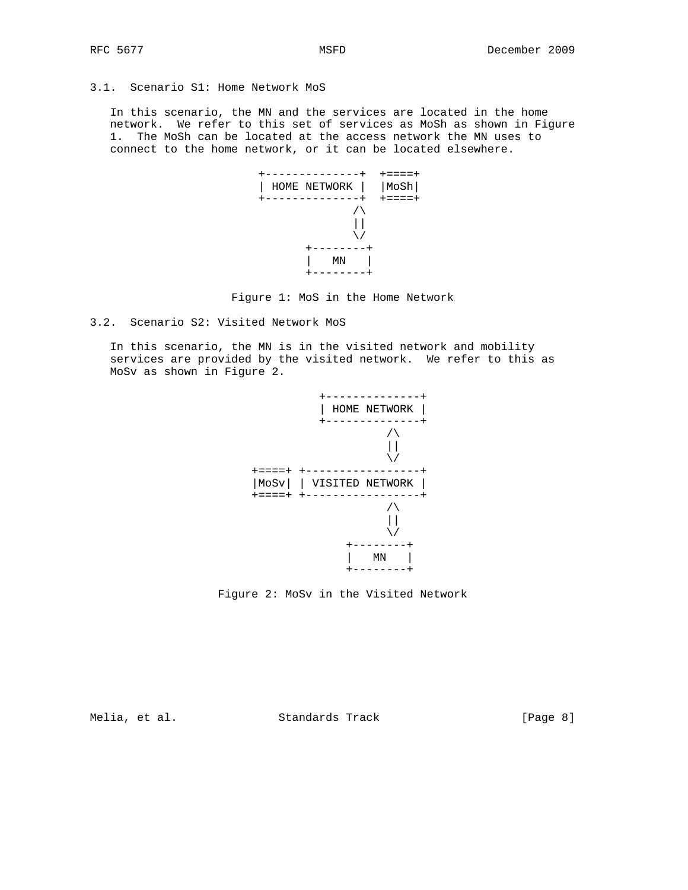### 3.1. Scenario S1: Home Network MoS

In this scenario, the MN and the services are located in the home network. We refer to this set of services as MoSh as shown in Figure 1. The MoSh can be located at the access network the MN uses to connect to the home network, or it can be located elsewhere.

```
             +--------------+  +====+
             | HOME NETWORK |  |MoSh|
             +--------------+  +====+
                   /\
                   ||
                   \/
               +--------+
               |   MN   |
               +--------+
```

Figure 1: MoS in the Home Network

### 3.2. Scenario S2: Visited Network MoS

In this scenario, the MN is in the visited network and mobility services are provided by the visited network. We refer to this as MoSv as shown in Figure 2.

```
                  +--------------+
                  | HOME NETWORK |
                  +--------------+
                        /\
                        ||
                        \/
            +====+ +-----------------+
            |MoSv| | VISITED NETWORK |
            +====+ +-----------------+
                        /\
                        ||
                        \/
                    +--------+
                    |   MN   |
                    +--------+
```

Figure 2: MoSv in the Visited Network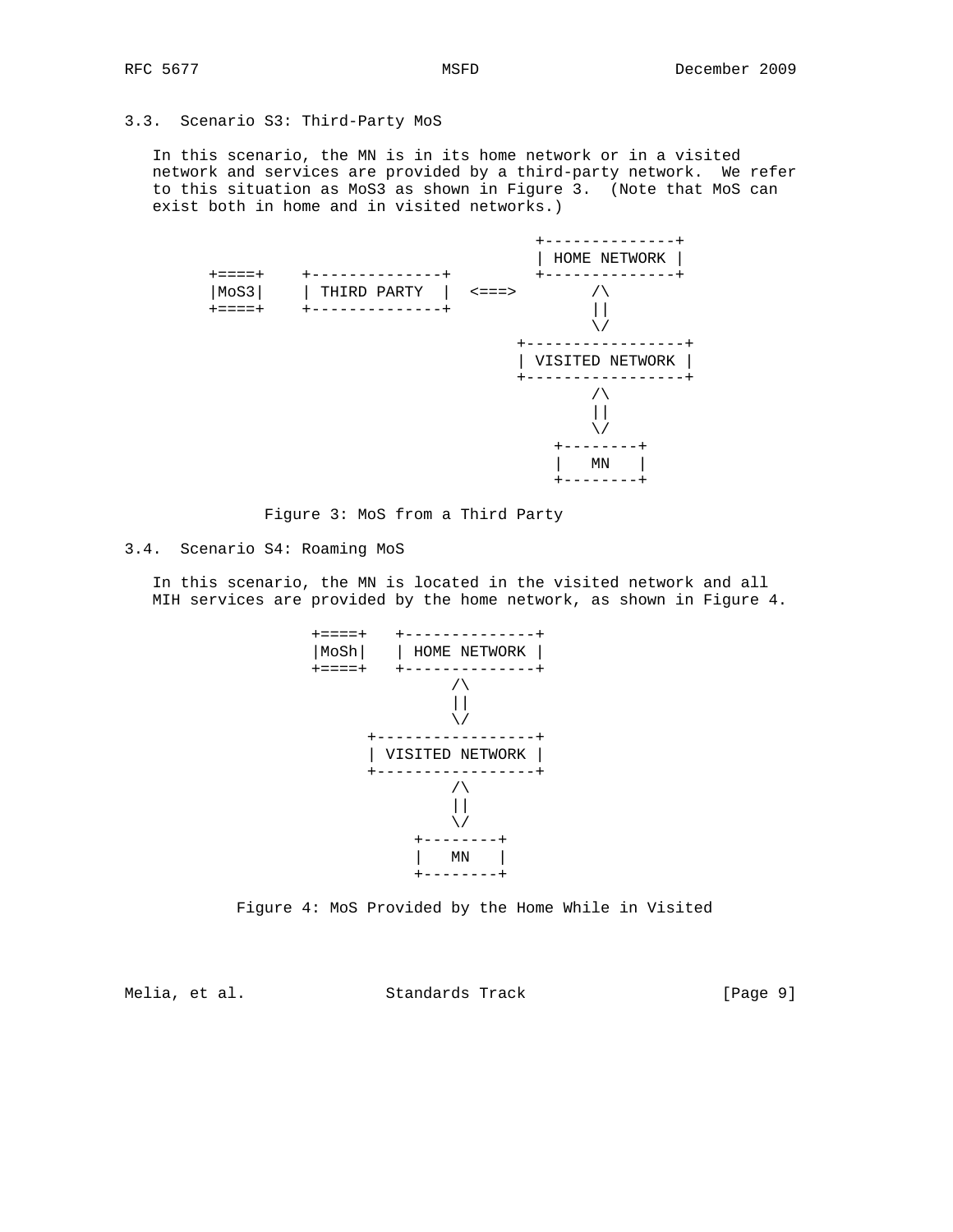### 3.3. Scenario S3: Third-Party MoS

In this scenario, the MN is in its home network or in a visited network and services are provided by a third-party network. We refer to this situation as MoS3 as shown in Figure 3. (Note that MoS can exist both in home and in visited networks.)

```
                                              +--------------+
                                              | HOME NETWORK |
         +====+    +--------------+           +--------------+
         |MoS3|    | THIRD PARTY  |  <===>          /\
         +====+    +--------------+                 ||
                                                    \/
                                            +-----------------+
                                            | VISITED NETWORK |
                                            +-----------------+
                                                    /\
                                                    ||
                                                    \/
                                                +--------+
                                                |   MN   |
                                                +--------+
```

Figure 3: MoS from a Third Party

### 3.4. Scenario S4: Roaming MoS

In this scenario, the MN is located in the visited network and all MIH services are provided by the home network, as shown in Figure 4.

```
                    +====+   +--------------+
                    |MoSh|   | HOME NETWORK |
                    +====+   +--------------+
                                    /\
                                    ||
                                    \/
                          +-----------------+
                          | VISITED NETWORK |
                          +-----------------+
                                    /\
                                    ||
                                    \/
                               +--------+
                               |   MN   |
                               +--------+
```

Figure 4: MoS Provided by the Home While in Visited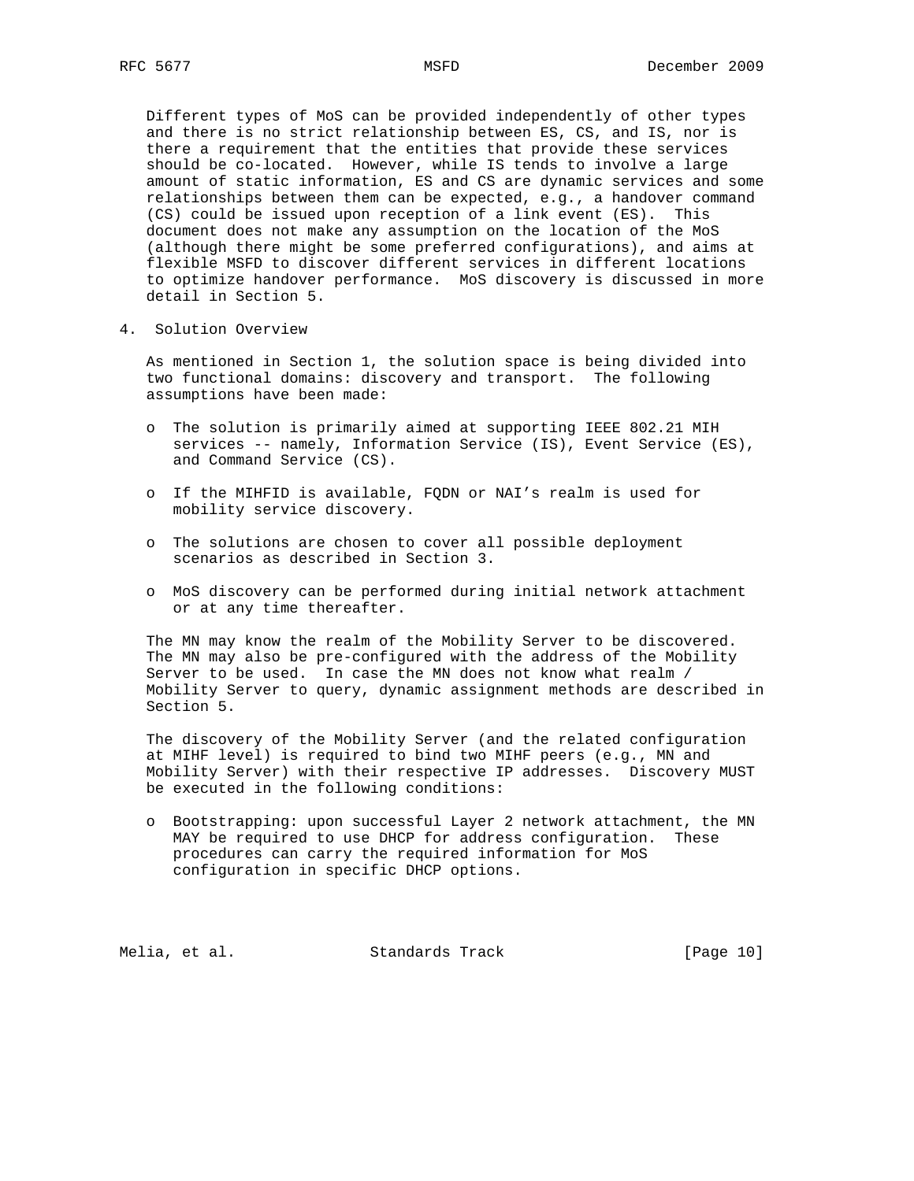Different types of MoS can be provided independently of other types and there is no strict relationship between ES, CS, and IS, nor is there a requirement that the entities that provide these services should be co-located. However, while IS tends to involve a large amount of static information, ES and CS are dynamic services and some relationships between them can be expected, e.g., a handover command (CS) could be issued upon reception of a link event (ES). This document does not make any assumption on the location of the MoS (although there might be some preferred configurations), and aims at flexible MSFD to discover different services in different locations to optimize handover performance. MoS discovery is discussed in more detail in Section 5.

## 4. Solution Overview

As mentioned in Section 1, the solution space is being divided into two functional domains: discovery and transport. The following assumptions have been made:

- The solution is primarily aimed at supporting IEEE 802.21 MIH services -- namely, Information Service (IS), Event Service (ES), and Command Service (CS).
- If the MIHFID is available, FQDN or NAI's realm is used for mobility service discovery.
- The solutions are chosen to cover all possible deployment scenarios as described in Section 3.
- MoS discovery can be performed during initial network attachment or at any time thereafter.

The MN may know the realm of the Mobility Server to be discovered. The MN may also be pre-configured with the address of the Mobility Server to be used. In case the MN does not know what realm / Mobility Server to query, dynamic assignment methods are described in Section 5.

The discovery of the Mobility Server (and the related configuration at MIHF level) is required to bind two MIHF peers (e.g., MN and Mobility Server) with their respective IP addresses. Discovery MUST be executed in the following conditions:

- Bootstrapping: upon successful Layer 2 network attachment, the MN MAY be required to use DHCP for address configuration. These procedures can carry the required information for MoS configuration in specific DHCP options.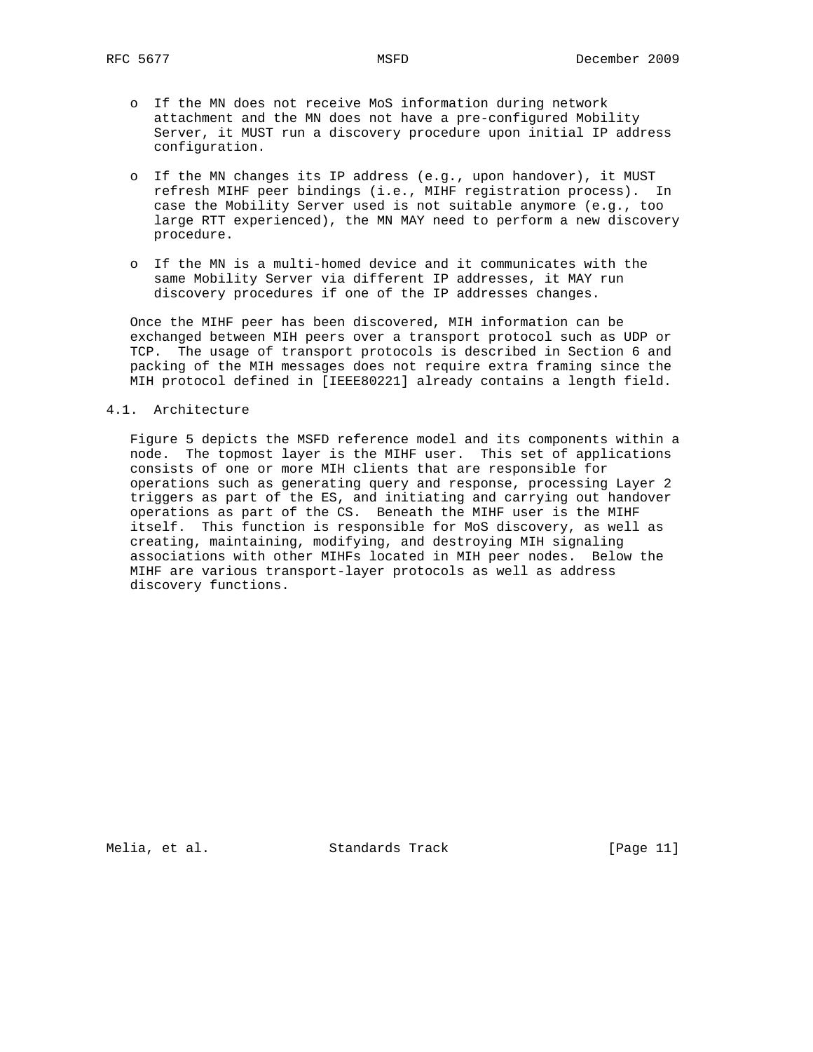- If the MN does not receive MoS information during network attachment and the MN does not have a pre-configured Mobility Server, it MUST run a discovery procedure upon initial IP address configuration.

- If the MN changes its IP address (e.g., upon handover), it MUST refresh MIHF peer bindings (i.e., MIHF registration process). In case the Mobility Server used is not suitable anymore (e.g., too large RTT experienced), the MN MAY need to perform a new discovery procedure.

- If the MN is a multi-homed device and it communicates with the same Mobility Server via different IP addresses, it MAY run discovery procedures if one of the IP addresses changes.

Once the MIHF peer has been discovered, MIH information can be exchanged between MIH peers over a transport protocol such as UDP or TCP. The usage of transport protocols is described in Section 6 and packing of the MIH messages does not require extra framing since the MIH protocol defined in [IEEE80221] already contains a length field.

## 4.1. Architecture

Figure 5 depicts the MSFD reference model and its components within a node. The topmost layer is the MIHF user. This set of applications consists of one or more MIH clients that are responsible for operations such as generating query and response, processing Layer 2 triggers as part of the ES, and initiating and carrying out handover operations as part of the CS. Beneath the MIHF user is the MIHF itself. This function is responsible for MoS discovery, as well as creating, maintaining, modifying, and destroying MIH signaling associations with other MIHFs located in MIH peer nodes. Below the MIHF are various transport-layer protocols as well as address discovery functions.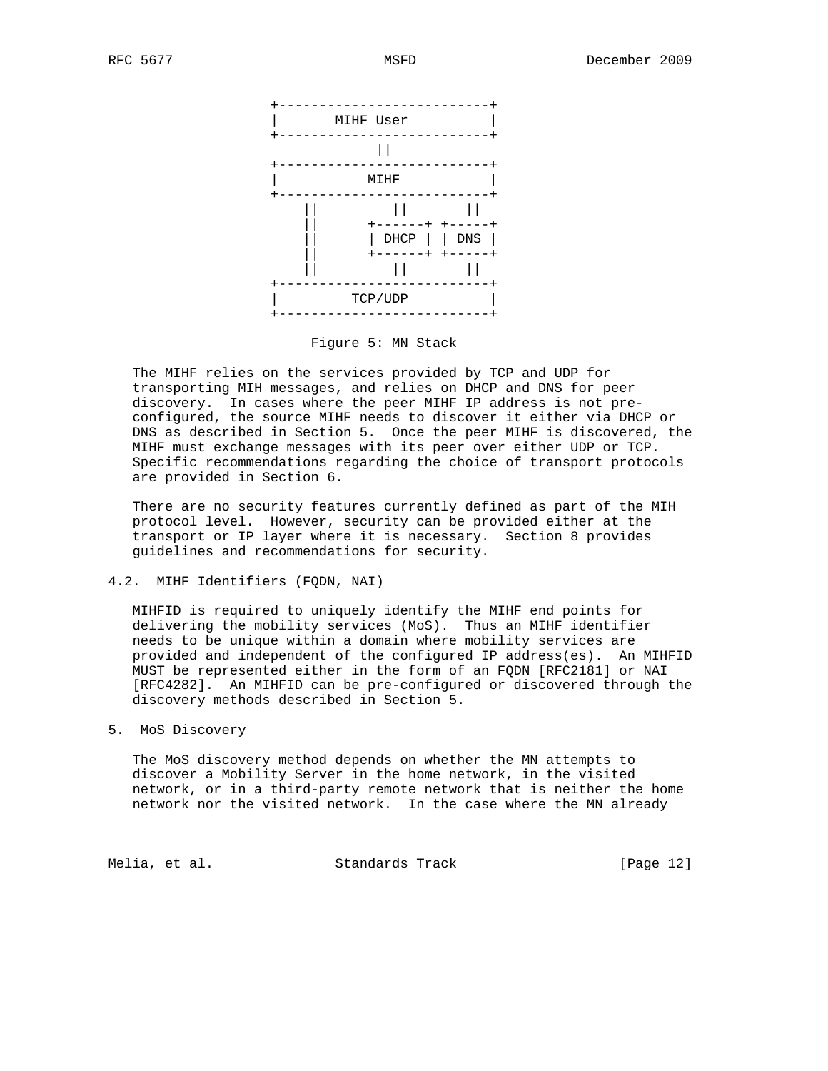```
+--------------------------+
|       MIHF User          |
+--------------------------+
             ||
+--------------------------+
|          MIHF            |
+--------------------------+
    ||         ||       ||
    ||      +------+ +-----+
    ||      | DHCP | | DNS |
    ||      +------+ +-----+
    ||         ||       ||
+--------------------------+
|        TCP/UDP           |
+--------------------------+
```

Figure 5: MN Stack

The MIHF relies on the services provided by TCP and UDP for transporting MIH messages, and relies on DHCP and DNS for peer discovery. In cases where the peer MIHF IP address is not pre-configured, the source MIHF needs to discover it either via DHCP or DNS as described in Section 5. Once the peer MIHF is discovered, the MIHF must exchange messages with its peer over either UDP or TCP. Specific recommendations regarding the choice of transport protocols are provided in Section 6.

There are no security features currently defined as part of the MIH protocol level. However, security can be provided either at the transport or IP layer where it is necessary. Section 8 provides guidelines and recommendations for security.

### 4.2. MIHF Identifiers (FQDN, NAI)

MIHFID is required to uniquely identify the MIHF end points for delivering the mobility services (MoS). Thus an MIHF identifier needs to be unique within a domain where mobility services are provided and independent of the configured IP address(es). An MIHFID MUST be represented either in the form of an FQDN [RFC2181] or NAI [RFC4282]. An MIHFID can be pre-configured or discovered through the discovery methods described in Section 5.

## 5. MoS Discovery

The MoS discovery method depends on whether the MN attempts to discover a Mobility Server in the home network, in the visited network, or in a third-party remote network that is neither the home network nor the visited network. In the case where the MN already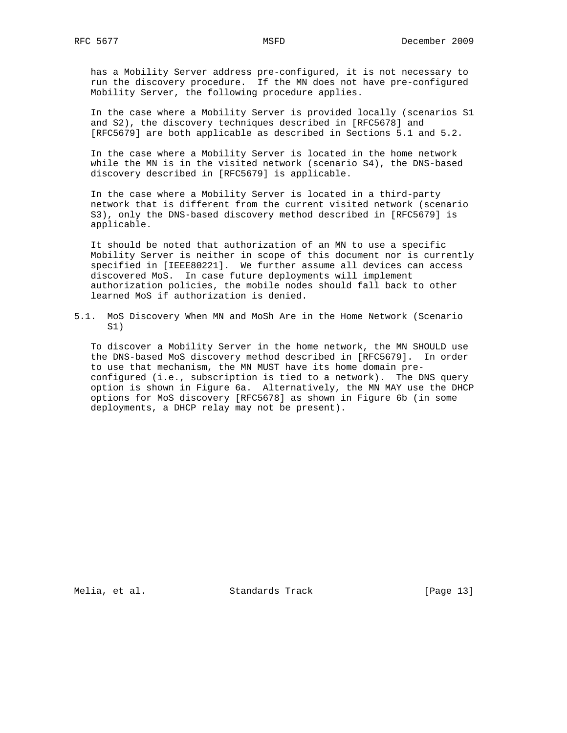has a Mobility Server address pre-configured, it is not necessary to run the discovery procedure. If the MN does not have pre-configured Mobility Server, the following procedure applies.

In the case where a Mobility Server is provided locally (scenarios S1 and S2), the discovery techniques described in [RFC5678] and [RFC5679] are both applicable as described in Sections 5.1 and 5.2.

In the case where a Mobility Server is located in the home network while the MN is in the visited network (scenario S4), the DNS-based discovery described in [RFC5679] is applicable.

In the case where a Mobility Server is located in a third-party network that is different from the current visited network (scenario S3), only the DNS-based discovery method described in [RFC5679] is applicable.

It should be noted that authorization of an MN to use a specific Mobility Server is neither in scope of this document nor is currently specified in [IEEE80221]. We further assume all devices can access discovered MoS. In case future deployments will implement authorization policies, the mobile nodes should fall back to other learned MoS if authorization is denied.

### 5.1. MoS Discovery When MN and MoSh Are in the Home Network (Scenario S1)

To discover a Mobility Server in the home network, the MN SHOULD use the DNS-based MoS discovery method described in [RFC5679]. In order to use that mechanism, the MN MUST have its home domain pre-configured (i.e., subscription is tied to a network). The DNS query option is shown in Figure 6a. Alternatively, the MN MAY use the DHCP options for MoS discovery [RFC5678] as shown in Figure 6b (in some deployments, a DHCP relay may not be present).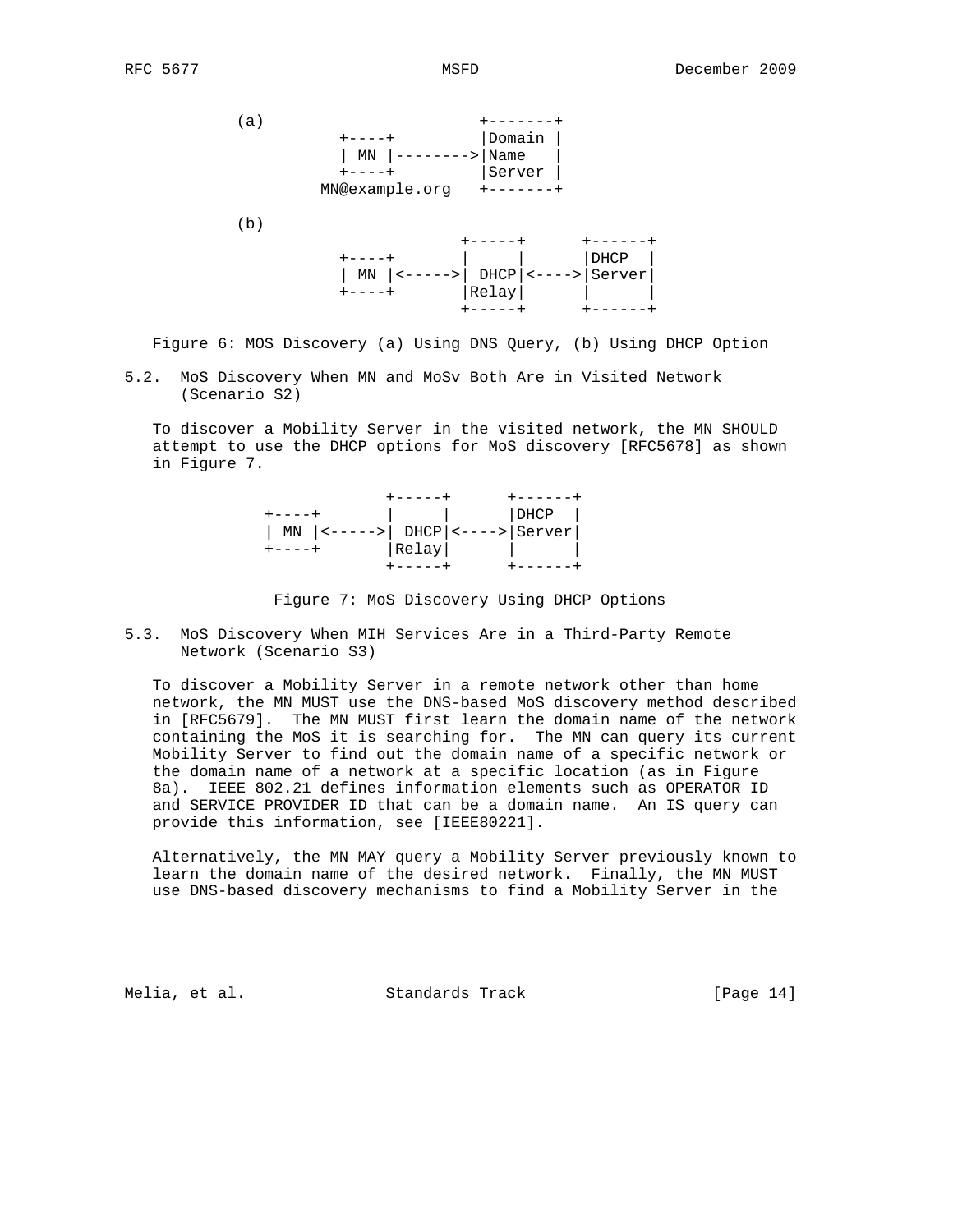```
(a)                     +-------+
           +----+         |Domain |
           | MN |-------->|Name   |
           +----+         |Server |
         MN@example.org   +-------+

(b)
                        +-----+      +------+
           +----+       |     |      |DHCP  |
           | MN |<----->| DHCP|<---->|Server|
           +----+       |Relay|      |      |
                        +-----+      +------+
```

Figure 6: MOS Discovery (a) Using DNS Query, (b) Using DHCP Option

## 5.2. MoS Discovery When MN and MoSv Both Are in Visited Network (Scenario S2)

To discover a Mobility Server in the visited network, the MN SHOULD attempt to use the DHCP options for MoS discovery [RFC5678] as shown in Figure 7.

```
                  +-----+      +------+
     +----+       |     |      |DHCP  |
     | MN |<----->| DHCP|<---->|Server|
     +----+       |Relay|      |      |
                  +-----+      +------+
```

Figure 7: MoS Discovery Using DHCP Options

## 5.3. MoS Discovery When MIH Services Are in a Third-Party Remote Network (Scenario S3)

To discover a Mobility Server in a remote network other than home network, the MN MUST use the DNS-based MoS discovery method described in [RFC5679]. The MN MUST first learn the domain name of the network containing the MoS it is searching for. The MN can query its current Mobility Server to find out the domain name of a specific network or the domain name of a network at a specific location (as in Figure 8a). IEEE 802.21 defines information elements such as OPERATOR ID and SERVICE PROVIDER ID that can be a domain name. An IS query can provide this information, see [IEEE80221].

Alternatively, the MN MAY query a Mobility Server previously known to learn the domain name of the desired network. Finally, the MN MUST use DNS-based discovery mechanisms to find a Mobility Server in the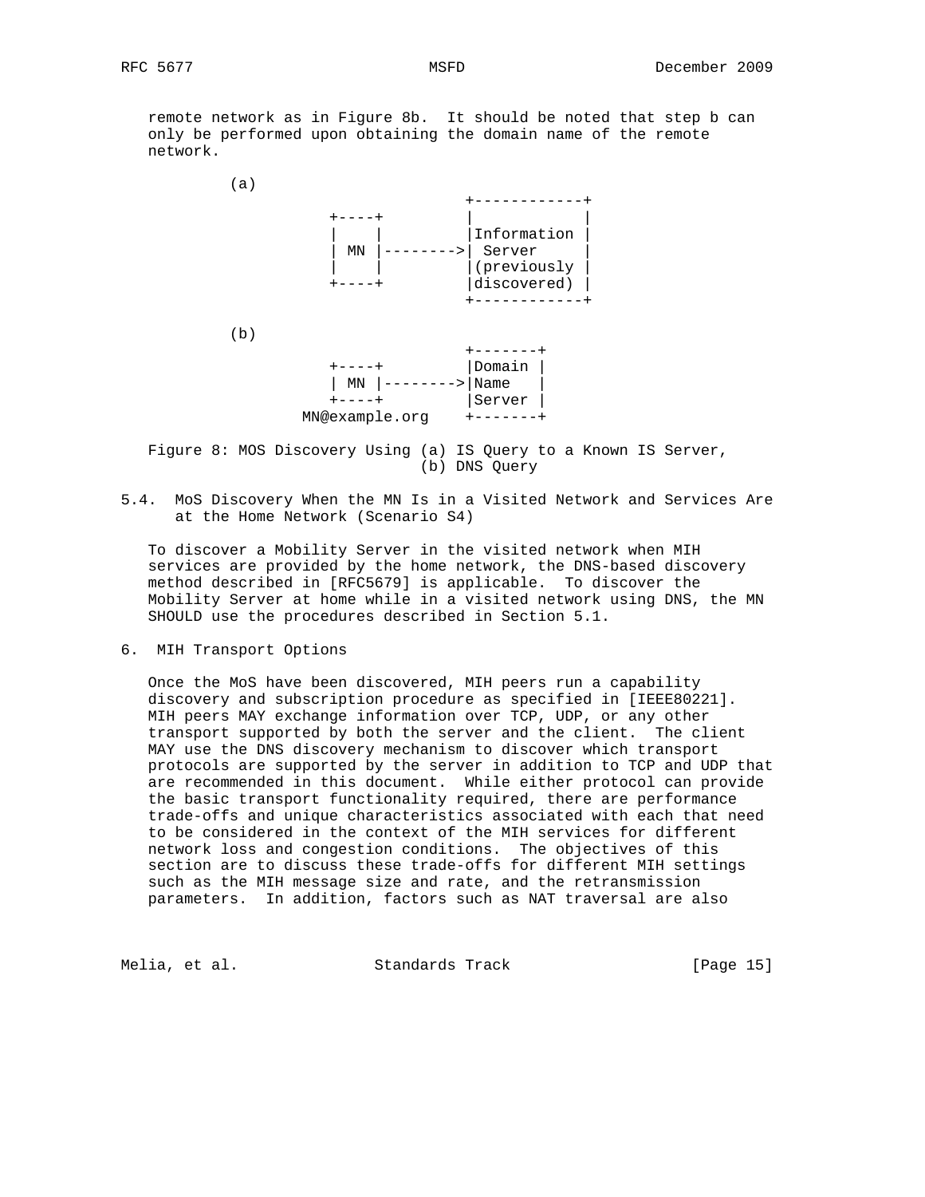remote network as in Figure 8b. It should be noted that step b can only be performed upon obtaining the domain name of the remote network.

```
          (a)
                                 +------------+
                   +----+        |            |
                   |    |        |Information |
                   | MN |------->| Server     |
                   |    |        |(previously |
                   +----+        |discovered) |
                                 +------------+

          (b)
                                 +-------+
                   +----+        |Domain |
                   | MN |------->|Name   |
                   +----+        |Server |
                 MN@example.org  +-------+
```

Figure 8: MOS Discovery Using (a) IS Query to a Known IS Server, (b) DNS Query

### 5.4. MoS Discovery When the MN Is in a Visited Network and Services Are at the Home Network (Scenario S4)

To discover a Mobility Server in the visited network when MIH services are provided by the home network, the DNS-based discovery method described in [RFC5679] is applicable. To discover the Mobility Server at home while in a visited network using DNS, the MN SHOULD use the procedures described in Section 5.1.

## 6. MIH Transport Options

Once the MoS have been discovered, MIH peers run a capability discovery and subscription procedure as specified in [IEEE80221]. MIH peers MAY exchange information over TCP, UDP, or any other transport supported by both the server and the client. The client MAY use the DNS discovery mechanism to discover which transport protocols are supported by the server in addition to TCP and UDP that are recommended in this document. While either protocol can provide the basic transport functionality required, there are performance trade-offs and unique characteristics associated with each that need to be considered in the context of the MIH services for different network loss and congestion conditions. The objectives of this section are to discuss these trade-offs for different MIH settings such as the MIH message size and rate, and the retransmission parameters. In addition, factors such as NAT traversal are also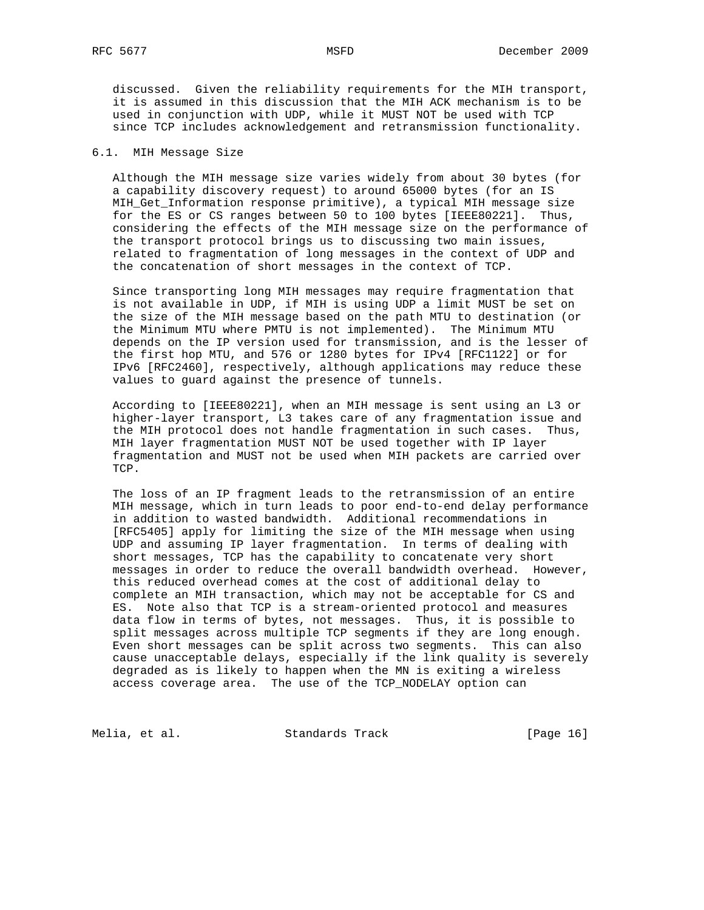discussed. Given the reliability requirements for the MIH transport, it is assumed in this discussion that the MIH ACK mechanism is to be used in conjunction with UDP, while it MUST NOT be used with TCP since TCP includes acknowledgement and retransmission functionality.

### 6.1. MIH Message Size

Although the MIH message size varies widely from about 30 bytes (for a capability discovery request) to around 65000 bytes (for an IS MIH_Get_Information response primitive), a typical MIH message size for the ES or CS ranges between 50 to 100 bytes [IEEE80221]. Thus, considering the effects of the MIH message size on the performance of the transport protocol brings us to discussing two main issues, related to fragmentation of long messages in the context of UDP and the concatenation of short messages in the context of TCP.

Since transporting long MIH messages may require fragmentation that is not available in UDP, if MIH is using UDP a limit MUST be set on the size of the MIH message based on the path MTU to destination (or the Minimum MTU where PMTU is not implemented). The Minimum MTU depends on the IP version used for transmission, and is the lesser of the first hop MTU, and 576 or 1280 bytes for IPv4 [RFC1122] or for IPv6 [RFC2460], respectively, although applications may reduce these values to guard against the presence of tunnels.

According to [IEEE80221], when an MIH message is sent using an L3 or higher-layer transport, L3 takes care of any fragmentation issue and the MIH protocol does not handle fragmentation in such cases. Thus, MIH layer fragmentation MUST NOT be used together with IP layer fragmentation and MUST not be used when MIH packets are carried over TCP.

The loss of an IP fragment leads to the retransmission of an entire MIH message, which in turn leads to poor end-to-end delay performance in addition to wasted bandwidth. Additional recommendations in [RFC5405] apply for limiting the size of the MIH message when using UDP and assuming IP layer fragmentation. In terms of dealing with short messages, TCP has the capability to concatenate very short messages in order to reduce the overall bandwidth overhead. However, this reduced overhead comes at the cost of additional delay to complete an MIH transaction, which may not be acceptable for CS and ES. Note also that TCP is a stream-oriented protocol and measures data flow in terms of bytes, not messages. Thus, it is possible to split messages across multiple TCP segments if they are long enough. Even short messages can be split across two segments. This can also cause unacceptable delays, especially if the link quality is severely degraded as is likely to happen when the MN is exiting a wireless access coverage area. The use of the TCP_NODELAY option can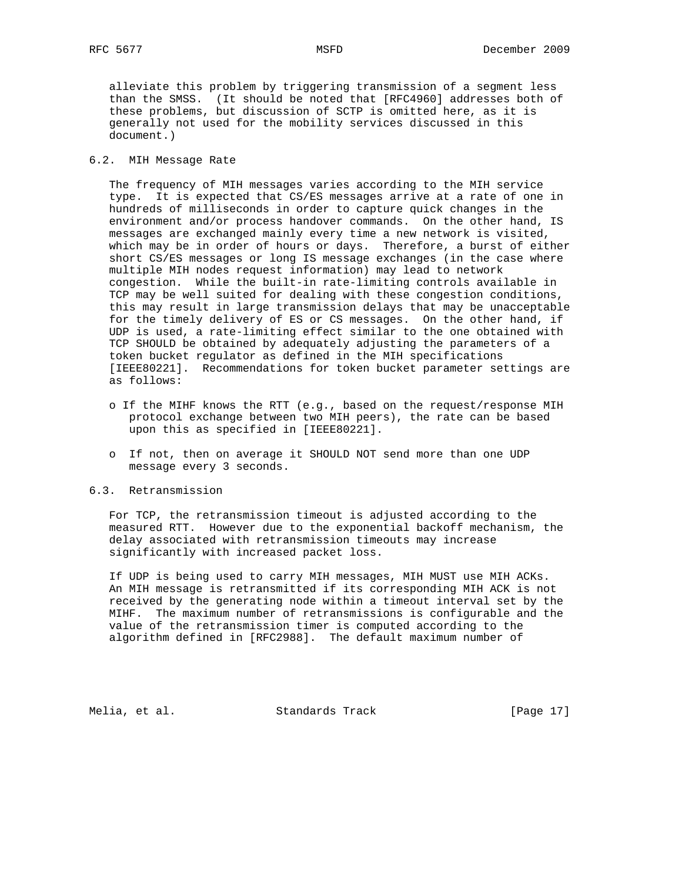alleviate this problem by triggering transmission of a segment less than the SMSS. (It should be noted that [RFC4960] addresses both of these problems, but discussion of SCTP is omitted here, as it is generally not used for the mobility services discussed in this document.)

## 6.2. MIH Message Rate

The frequency of MIH messages varies according to the MIH service type. It is expected that CS/ES messages arrive at a rate of one in hundreds of milliseconds in order to capture quick changes in the environment and/or process handover commands. On the other hand, IS messages are exchanged mainly every time a new network is visited, which may be in order of hours or days. Therefore, a burst of either short CS/ES messages or long IS message exchanges (in the case where multiple MIH nodes request information) may lead to network congestion. While the built-in rate-limiting controls available in TCP may be well suited for dealing with these congestion conditions, this may result in large transmission delays that may be unacceptable for the timely delivery of ES or CS messages. On the other hand, if UDP is used, a rate-limiting effect similar to the one obtained with TCP SHOULD be obtained by adequately adjusting the parameters of a token bucket regulator as defined in the MIH specifications [IEEE80221]. Recommendations for token bucket parameter settings are as follows:

- If the MIHF knows the RTT (e.g., based on the request/response MIH protocol exchange between two MIH peers), the rate can be based upon this as specified in [IEEE80221].
- If not, then on average it SHOULD NOT send more than one UDP message every 3 seconds.

## 6.3. Retransmission

For TCP, the retransmission timeout is adjusted according to the measured RTT. However due to the exponential backoff mechanism, the delay associated with retransmission timeouts may increase significantly with increased packet loss.

If UDP is being used to carry MIH messages, MIH MUST use MIH ACKs. An MIH message is retransmitted if its corresponding MIH ACK is not received by the generating node within a timeout interval set by the MIHF. The maximum number of retransmissions is configurable and the value of the retransmission timer is computed according to the algorithm defined in [RFC2988]. The default maximum number of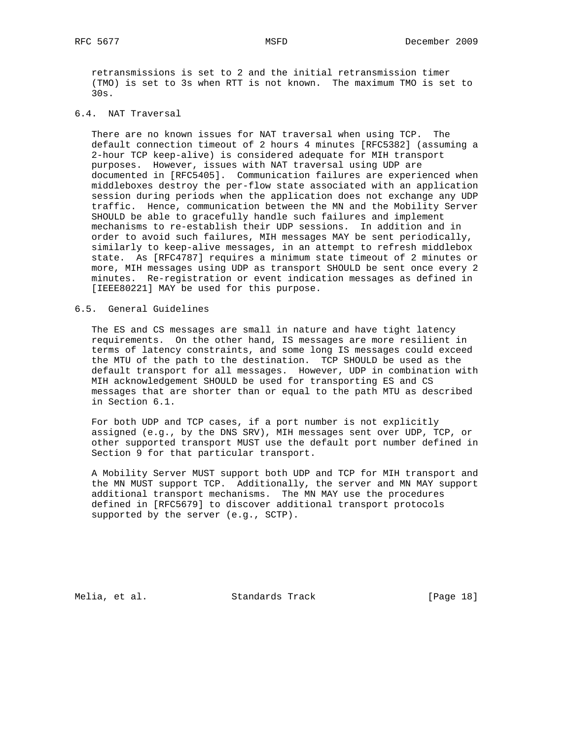retransmissions is set to 2 and the initial retransmission timer (TMO) is set to 3s when RTT is not known. The maximum TMO is set to 30s.

### 6.4. NAT Traversal

There are no known issues for NAT traversal when using TCP. The default connection timeout of 2 hours 4 minutes [RFC5382] (assuming a 2-hour TCP keep-alive) is considered adequate for MIH transport purposes. However, issues with NAT traversal using UDP are documented in [RFC5405]. Communication failures are experienced when middleboxes destroy the per-flow state associated with an application session during periods when the application does not exchange any UDP traffic. Hence, communication between the MN and the Mobility Server SHOULD be able to gracefully handle such failures and implement mechanisms to re-establish their UDP sessions. In addition and in order to avoid such failures, MIH messages MAY be sent periodically, similarly to keep-alive messages, in an attempt to refresh middlebox state. As [RFC4787] requires a minimum state timeout of 2 minutes or more, MIH messages using UDP as transport SHOULD be sent once every 2 minutes. Re-registration or event indication messages as defined in [IEEE80221] MAY be used for this purpose.

### 6.5. General Guidelines

The ES and CS messages are small in nature and have tight latency requirements. On the other hand, IS messages are more resilient in terms of latency constraints, and some long IS messages could exceed the MTU of the path to the destination. TCP SHOULD be used as the default transport for all messages. However, UDP in combination with MIH acknowledgement SHOULD be used for transporting ES and CS messages that are shorter than or equal to the path MTU as described in Section 6.1.

For both UDP and TCP cases, if a port number is not explicitly assigned (e.g., by the DNS SRV), MIH messages sent over UDP, TCP, or other supported transport MUST use the default port number defined in Section 9 for that particular transport.

A Mobility Server MUST support both UDP and TCP for MIH transport and the MN MUST support TCP. Additionally, the server and MN MAY support additional transport mechanisms. The MN MAY use the procedures defined in [RFC5679] to discover additional transport protocols supported by the server (e.g., SCTP).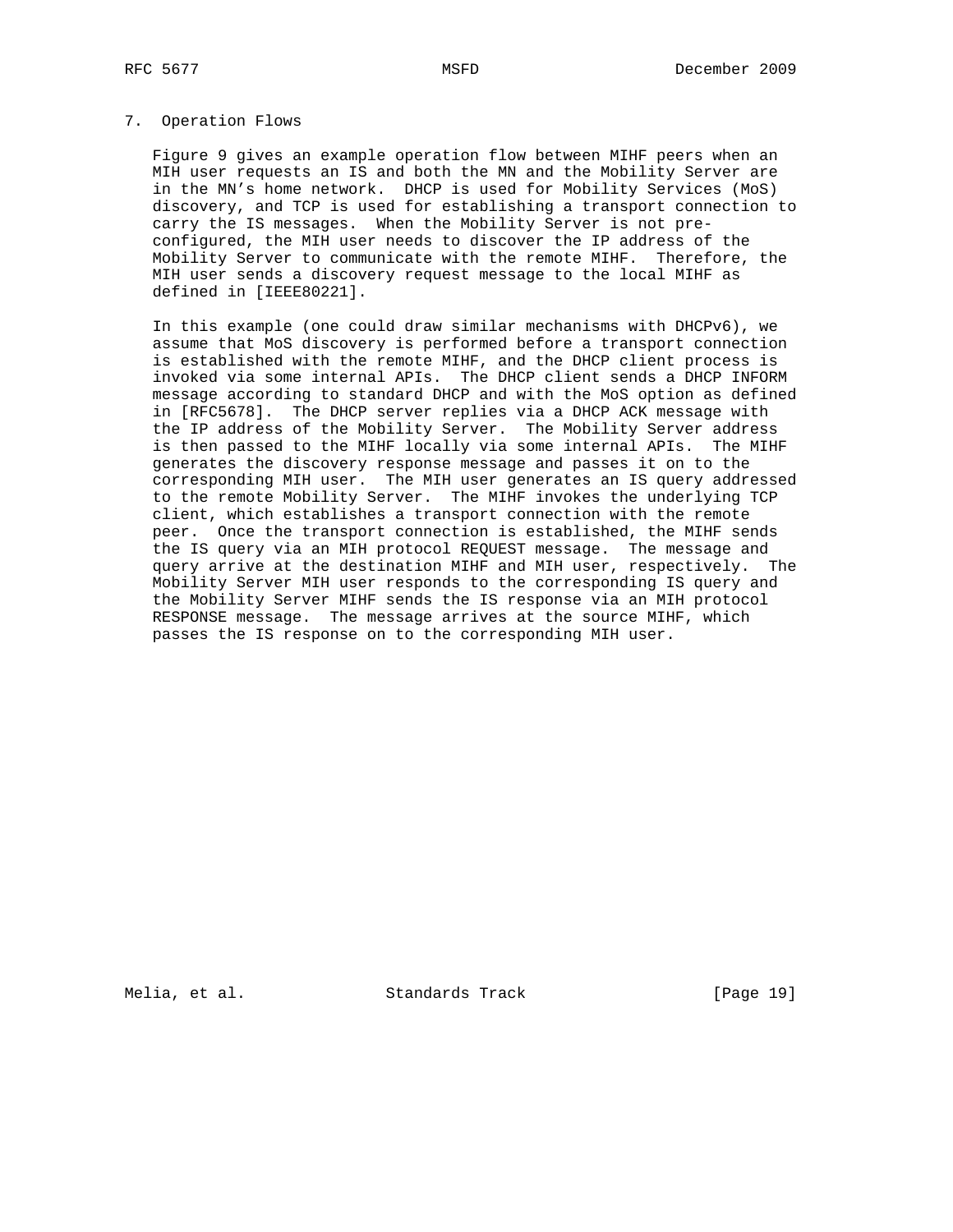## 7. Operation Flows

Figure 9 gives an example operation flow between MIHF peers when an MIH user requests an IS and both the MN and the Mobility Server are in the MN's home network. DHCP is used for Mobility Services (MoS) discovery, and TCP is used for establishing a transport connection to carry the IS messages. When the Mobility Server is not pre-configured, the MIH user needs to discover the IP address of the Mobility Server to communicate with the remote MIHF. Therefore, the MIH user sends a discovery request message to the local MIHF as defined in [IEEE80221].

In this example (one could draw similar mechanisms with DHCPv6), we assume that MoS discovery is performed before a transport connection is established with the remote MIHF, and the DHCP client process is invoked via some internal APIs. The DHCP client sends a DHCP INFORM message according to standard DHCP and with the MoS option as defined in [RFC5678]. The DHCP server replies via a DHCP ACK message with the IP address of the Mobility Server. The Mobility Server address is then passed to the MIHF locally via some internal APIs. The MIHF generates the discovery response message and passes it on to the corresponding MIH user. The MIH user generates an IS query addressed to the remote Mobility Server. The MIHF invokes the underlying TCP client, which establishes a transport connection with the remote peer. Once the transport connection is established, the MIHF sends the IS query via an MIH protocol REQUEST message. The message and query arrive at the destination MIHF and MIH user, respectively. The Mobility Server MIH user responds to the corresponding IS query and the Mobility Server MIHF sends the IS response via an MIH protocol RESPONSE message. The message arrives at the source MIHF, which passes the IS response on to the corresponding MIH user.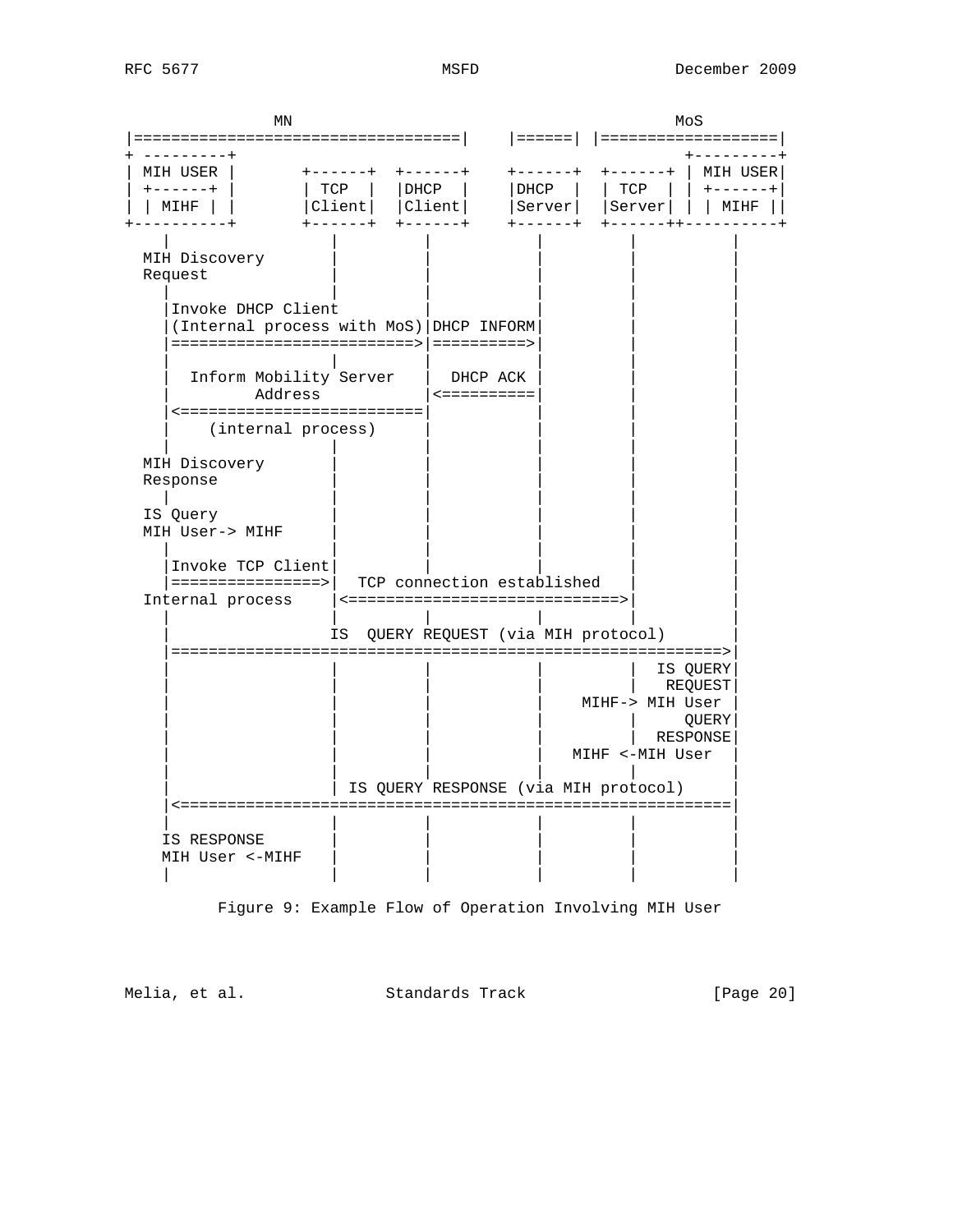```
              MN                                             MoS
|==================================|    |======| |==================|
+ ---------+                                             +---------+
| MIH USER |       +------+  +------+    +------+  +------+ | MIH USER|
| +------+ |       | TCP  |  |DHCP  |    |DHCP  |  | TCP  | | +------+|
| | MIHF | |       |Client|  |Client|    |Server|  |Server| | | MIHF ||
+----------+       +------+  +------+    +------+  +------++----------+
    |                 |         |            |          |           |
  MIH Discovery       |         |            |          |           |
  Request             |         |            |          |           |
    |                 |         |            |          |           |
    |Invoke DHCP Client         |            |          |           |
    |(Internal process with MoS)|DHCP INFORM|          |           |
    |=========================>|==========>|          |           |
    |                 |         |            |          |           |
    |  Inform Mobility Server   |  DHCP ACK  |          |           |
    |         Address           |<==========|          |           |
    |<=========================|            |          |           |
    |    (internal process)     |            |          |           |
    |                 |         |            |          |           |
  MIH Discovery       |         |            |          |           |
  Response            |         |            |          |           |
    |                 |         |            |          |           |
  IS Query            |         |            |          |           |
  MIH User-> MIHF     |         |            |          |           |
    |                 |         |            |          |           |
    |Invoke TCP Client|         |            |          |           |
    |================>|  TCP connection established   |           |
  Internal process    |<=============================>|           |
    |                 |         |            |          |           |
    |                IS  QUERY REQUEST (via MIH protocol)           |
    |==========================================================>|
    |                 |         |            |          |  IS QUERY|
    |                 |         |            |          |   REQUEST|
    |                 |         |            |    MIHF-> MIH User |
    |                 |         |            |          |      QUERY|
    |                 |         |            |          |  RESPONSE|
    |                 |         |            |   MIHF <-MIH User  |
    |                 |         |            |          |           |
    |                 | IS QUERY RESPONSE (via MIH protocol)       |
    |<==========================================================|
    |                 |         |            |          |           |
    IS RESPONSE       |         |            |          |           |
    MIH User <-MIHF   |         |            |          |           |
    |                 |         |            |          |           |
```

Figure 9: Example Flow of Operation Involving MIH User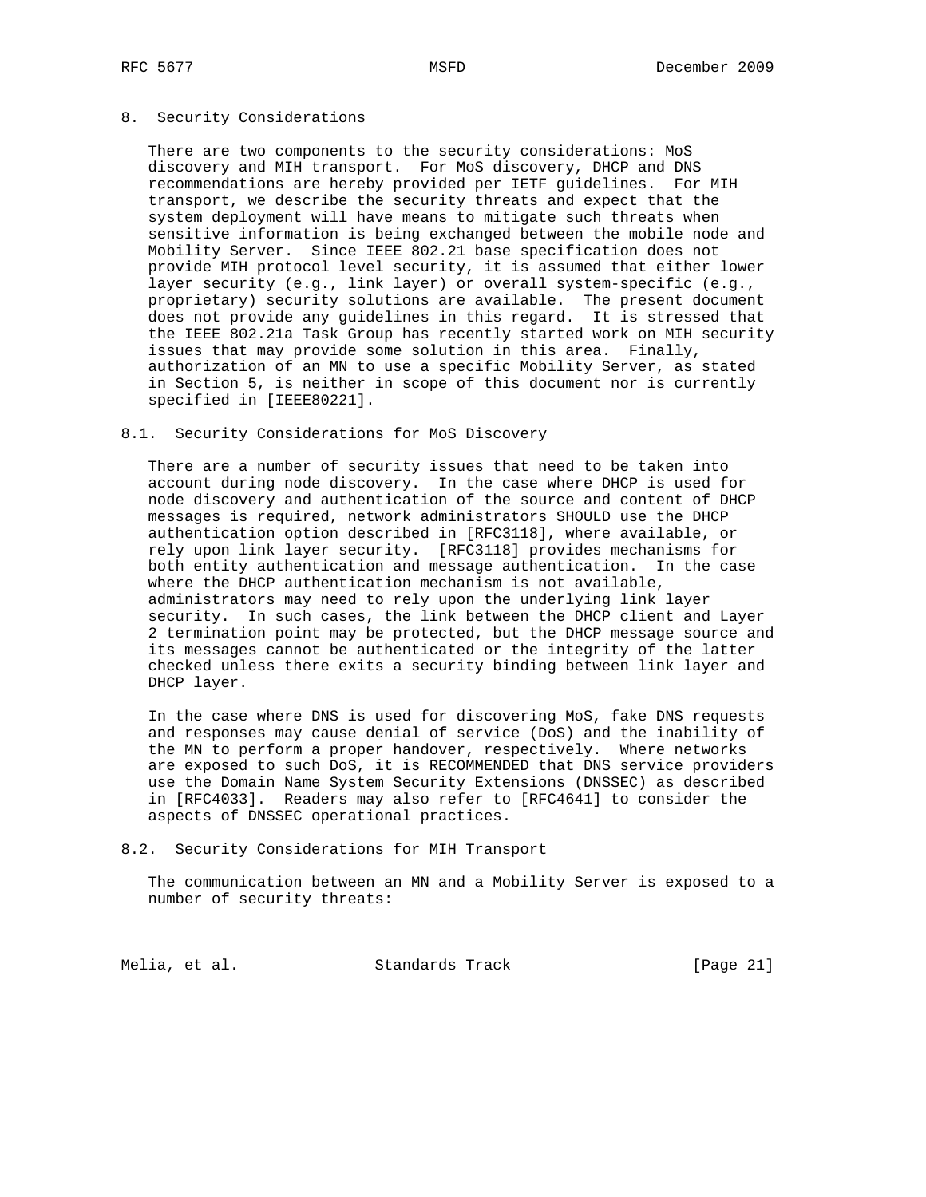## 8. Security Considerations

There are two components to the security considerations: MoS discovery and MIH transport. For MoS discovery, DHCP and DNS recommendations are hereby provided per IETF guidelines. For MIH transport, we describe the security threats and expect that the system deployment will have means to mitigate such threats when sensitive information is being exchanged between the mobile node and Mobility Server. Since IEEE 802.21 base specification does not provide MIH protocol level security, it is assumed that either lower layer security (e.g., link layer) or overall system-specific (e.g., proprietary) security solutions are available. The present document does not provide any guidelines in this regard. It is stressed that the IEEE 802.21a Task Group has recently started work on MIH security issues that may provide some solution in this area. Finally, authorization of an MN to use a specific Mobility Server, as stated in Section 5, is neither in scope of this document nor is currently specified in [IEEE80221].

### 8.1. Security Considerations for MoS Discovery

There are a number of security issues that need to be taken into account during node discovery. In the case where DHCP is used for node discovery and authentication of the source and content of DHCP messages is required, network administrators SHOULD use the DHCP authentication option described in [RFC3118], where available, or rely upon link layer security. [RFC3118] provides mechanisms for both entity authentication and message authentication. In the case where the DHCP authentication mechanism is not available, administrators may need to rely upon the underlying link layer security. In such cases, the link between the DHCP client and Layer 2 termination point may be protected, but the DHCP message source and its messages cannot be authenticated or the integrity of the latter checked unless there exits a security binding between link layer and DHCP layer.

In the case where DNS is used for discovering MoS, fake DNS requests and responses may cause denial of service (DoS) and the inability of the MN to perform a proper handover, respectively. Where networks are exposed to such DoS, it is RECOMMENDED that DNS service providers use the Domain Name System Security Extensions (DNSSEC) as described in [RFC4033]. Readers may also refer to [RFC4641] to consider the aspects of DNSSEC operational practices.

### 8.2. Security Considerations for MIH Transport

The communication between an MN and a Mobility Server is exposed to a number of security threats: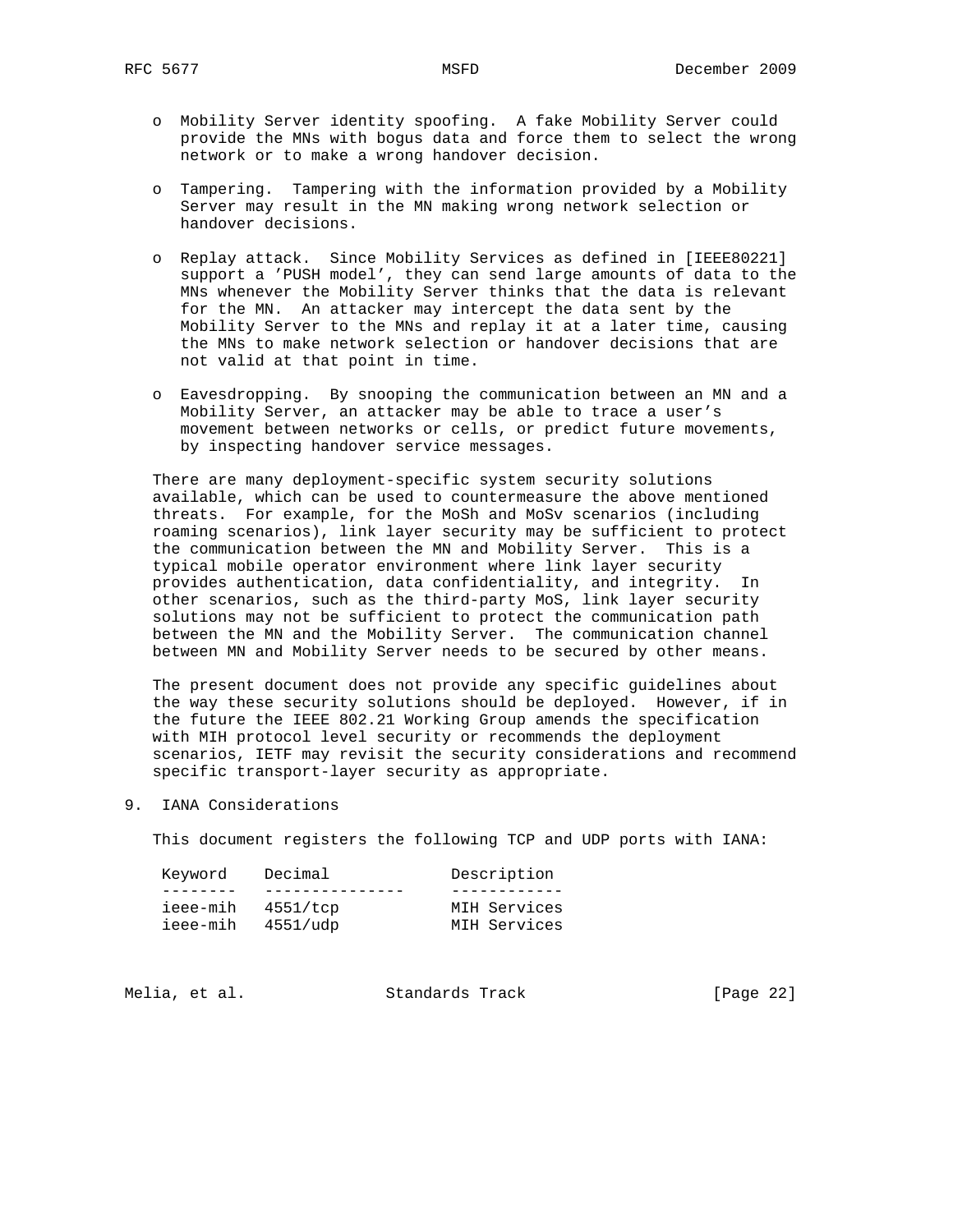- Mobility Server identity spoofing. A fake Mobility Server could provide the MNs with bogus data and force them to select the wrong network or to make a wrong handover decision.

- Tampering. Tampering with the information provided by a Mobility Server may result in the MN making wrong network selection or handover decisions.

- Replay attack. Since Mobility Services as defined in [IEEE80221] support a 'PUSH model', they can send large amounts of data to the MNs whenever the Mobility Server thinks that the data is relevant for the MN. An attacker may intercept the data sent by the Mobility Server to the MNs and replay it at a later time, causing the MNs to make network selection or handover decisions that are not valid at that point in time.

- Eavesdropping. By snooping the communication between an MN and a Mobility Server, an attacker may be able to trace a user's movement between networks or cells, or predict future movements, by inspecting handover service messages.

There are many deployment-specific system security solutions available, which can be used to countermeasure the above mentioned threats. For example, for the MoSh and MoSv scenarios (including roaming scenarios), link layer security may be sufficient to protect the communication between the MN and Mobility Server. This is a typical mobile operator environment where link layer security provides authentication, data confidentiality, and integrity. In other scenarios, such as the third-party MoS, link layer security solutions may not be sufficient to protect the communication path between the MN and the Mobility Server. The communication channel between MN and Mobility Server needs to be secured by other means.

The present document does not provide any specific guidelines about the way these security solutions should be deployed. However, if in the future the IEEE 802.21 Working Group amends the specification with MIH protocol level security or recommends the deployment scenarios, IETF may revisit the security considerations and recommend specific transport-layer security as appropriate.

## 9. IANA Considerations

This document registers the following TCP and UDP ports with IANA:

| Keyword | Decimal | Description |
|---|---|---|
| ieee-mih | 4551/tcp | MIH Services |
| ieee-mih | 4551/udp | MIH Services |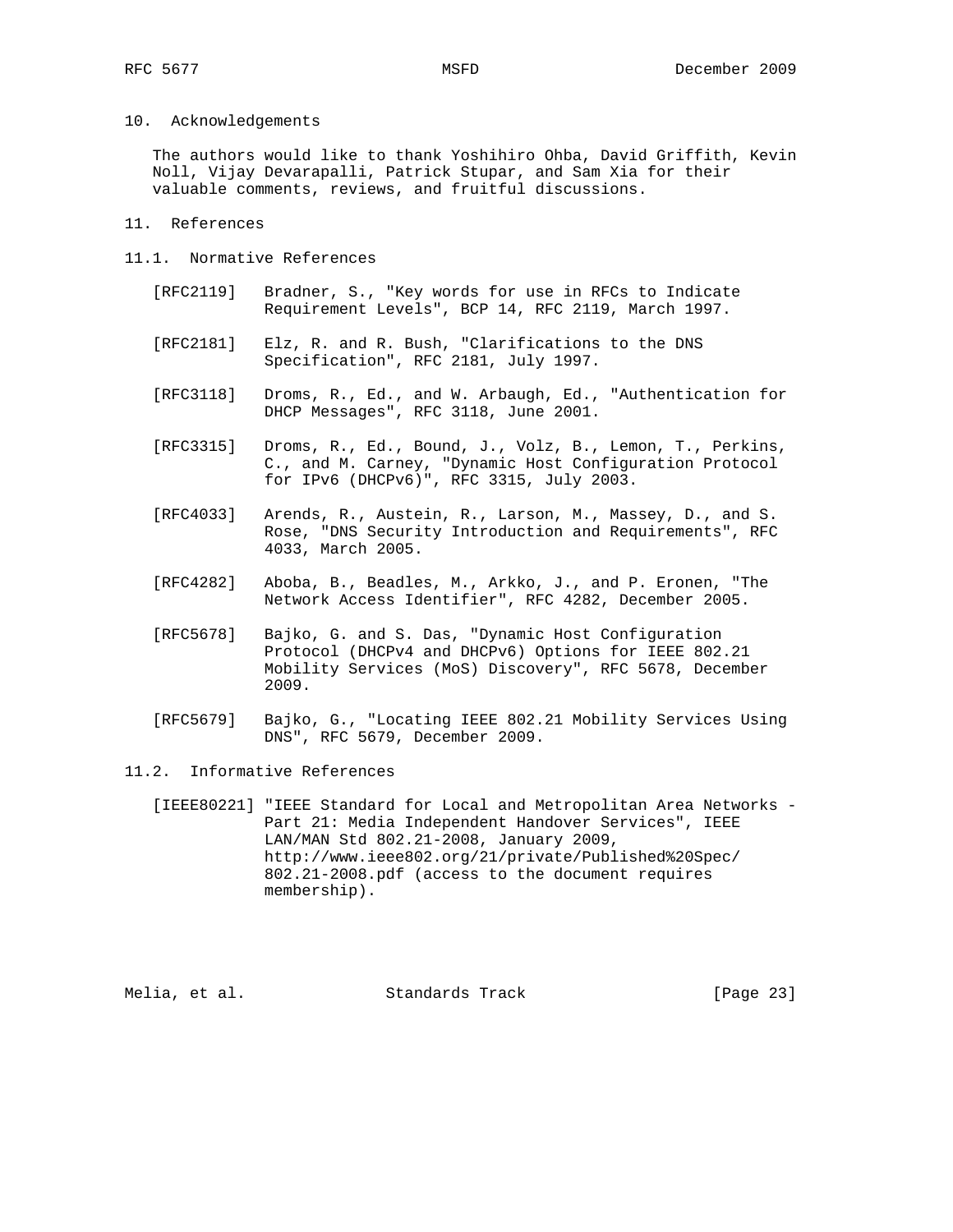## 10. Acknowledgements

The authors would like to thank Yoshihiro Ohba, David Griffith, Kevin Noll, Vijay Devarapalli, Patrick Stupar, and Sam Xia for their valuable comments, reviews, and fruitful discussions.

## 11. References

### 11.1. Normative References

[RFC2119] Bradner, S., "Key words for use in RFCs to Indicate Requirement Levels", BCP 14, RFC 2119, March 1997.

[RFC2181] Elz, R. and R. Bush, "Clarifications to the DNS Specification", RFC 2181, July 1997.

[RFC3118] Droms, R., Ed., and W. Arbaugh, Ed., "Authentication for DHCP Messages", RFC 3118, June 2001.

[RFC3315] Droms, R., Ed., Bound, J., Volz, B., Lemon, T., Perkins, C., and M. Carney, "Dynamic Host Configuration Protocol for IPv6 (DHCPv6)", RFC 3315, July 2003.

[RFC4033] Arends, R., Austein, R., Larson, M., Massey, D., and S. Rose, "DNS Security Introduction and Requirements", RFC 4033, March 2005.

[RFC4282] Aboba, B., Beadles, M., Arkko, J., and P. Eronen, "The Network Access Identifier", RFC 4282, December 2005.

[RFC5678] Bajko, G. and S. Das, "Dynamic Host Configuration Protocol (DHCPv4 and DHCPv6) Options for IEEE 802.21 Mobility Services (MoS) Discovery", RFC 5678, December 2009.

[RFC5679] Bajko, G., "Locating IEEE 802.21 Mobility Services Using DNS", RFC 5679, December 2009.

### 11.2. Informative References

[IEEE80221] "IEEE Standard for Local and Metropolitan Area Networks - Part 21: Media Independent Handover Services", IEEE LAN/MAN Std 802.21-2008, January 2009, http://www.ieee802.org/21/private/Published%20Spec/802.21-2008.pdf (access to the document requires membership).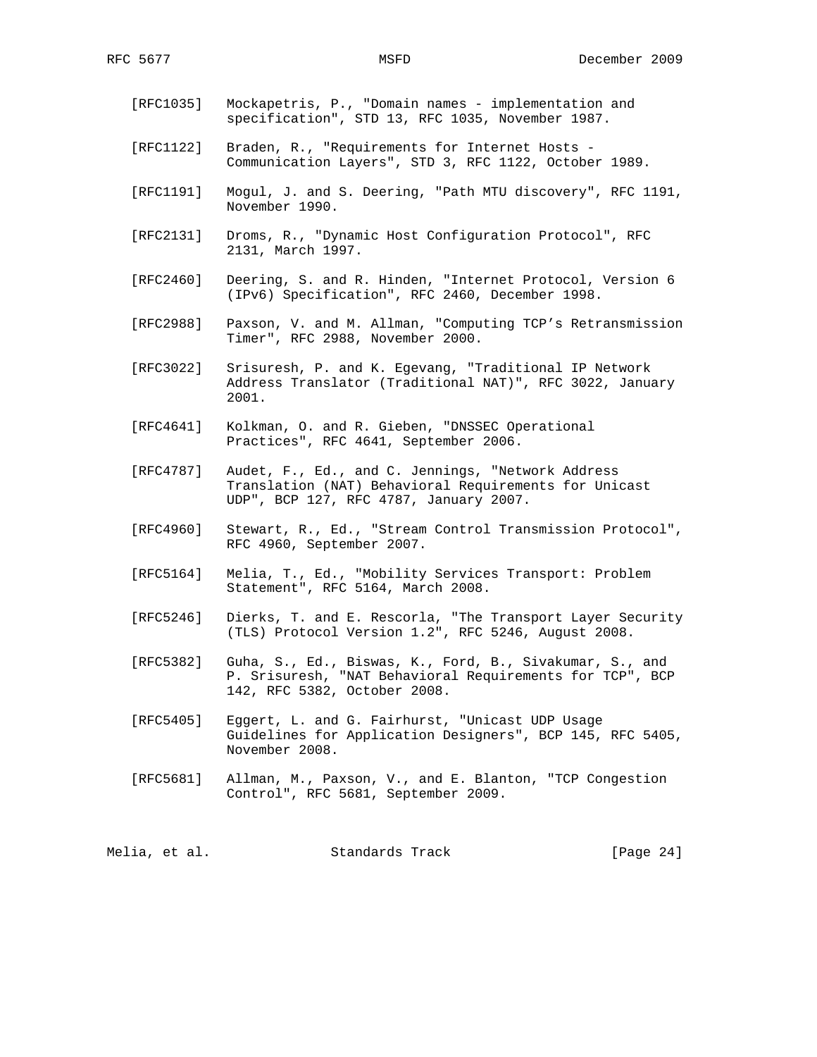[RFC1035] Mockapetris, P., "Domain names - implementation and specification", STD 13, RFC 1035, November 1987.

[RFC1122] Braden, R., "Requirements for Internet Hosts - Communication Layers", STD 3, RFC 1122, October 1989.

[RFC1191] Mogul, J. and S. Deering, "Path MTU discovery", RFC 1191, November 1990.

[RFC2131] Droms, R., "Dynamic Host Configuration Protocol", RFC 2131, March 1997.

[RFC2460] Deering, S. and R. Hinden, "Internet Protocol, Version 6 (IPv6) Specification", RFC 2460, December 1998.

[RFC2988] Paxson, V. and M. Allman, "Computing TCP's Retransmission Timer", RFC 2988, November 2000.

[RFC3022] Srisuresh, P. and K. Egevang, "Traditional IP Network Address Translator (Traditional NAT)", RFC 3022, January 2001.

[RFC4641] Kolkman, O. and R. Gieben, "DNSSEC Operational Practices", RFC 4641, September 2006.

[RFC4787] Audet, F., Ed., and C. Jennings, "Network Address Translation (NAT) Behavioral Requirements for Unicast UDP", BCP 127, RFC 4787, January 2007.

[RFC4960] Stewart, R., Ed., "Stream Control Transmission Protocol", RFC 4960, September 2007.

[RFC5164] Melia, T., Ed., "Mobility Services Transport: Problem Statement", RFC 5164, March 2008.

[RFC5246] Dierks, T. and E. Rescorla, "The Transport Layer Security (TLS) Protocol Version 1.2", RFC 5246, August 2008.

[RFC5382] Guha, S., Ed., Biswas, K., Ford, B., Sivakumar, S., and P. Srisuresh, "NAT Behavioral Requirements for TCP", BCP 142, RFC 5382, October 2008.

[RFC5405] Eggert, L. and G. Fairhurst, "Unicast UDP Usage Guidelines for Application Designers", BCP 145, RFC 5405, November 2008.

[RFC5681] Allman, M., Paxson, V., and E. Blanton, "TCP Congestion Control", RFC 5681, September 2009.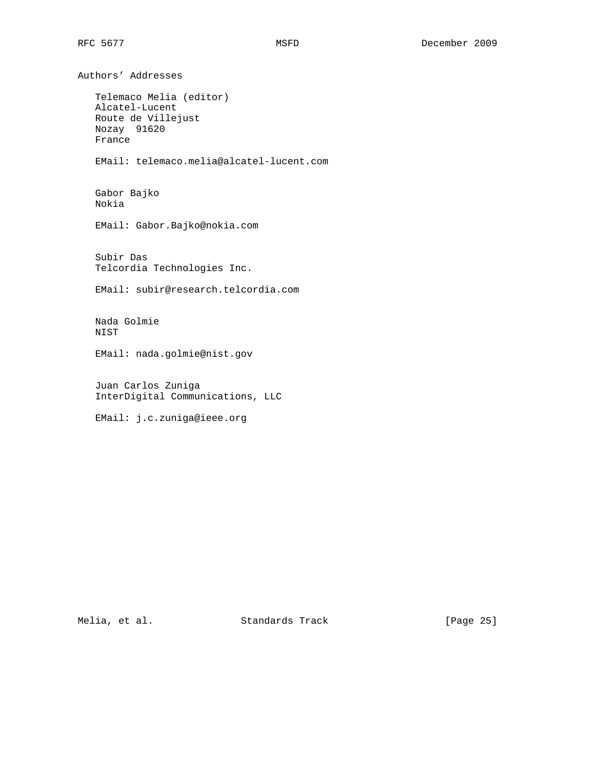## Authors' Addresses

Telemaco Melia (editor)
Alcatel-Lucent
Route de Villejust
Nozay 91620
France

EMail: telemaco.melia@alcatel-lucent.com

Gabor Bajko
Nokia

EMail: Gabor.Bajko@nokia.com

Subir Das
Telcordia Technologies Inc.

EMail: subir@research.telcordia.com

Nada Golmie
NIST

EMail: nada.golmie@nist.gov

Juan Carlos Zuniga
InterDigital Communications, LLC

EMail: j.c.zuniga@ieee.org